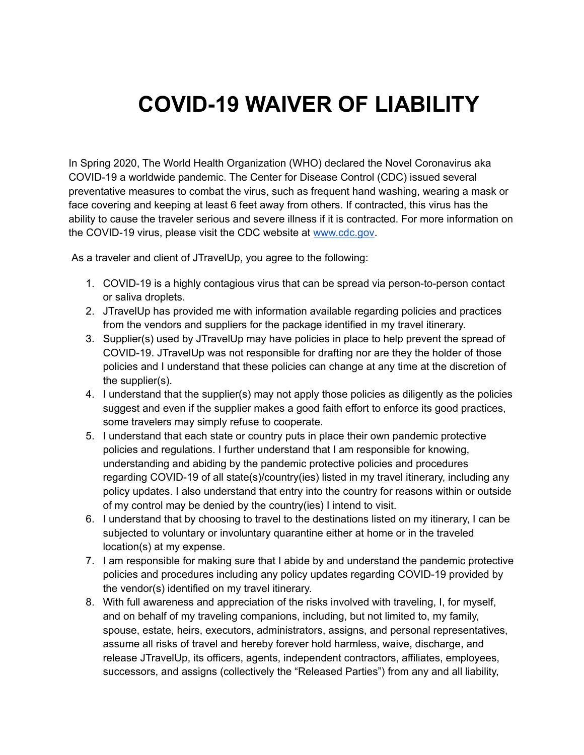# COVID-19 WAIVER OF LIABILITY

In Spring 2020, The World Health Organization (WHO) declared the Novel Coronavirus aka COVID-19 a worldwide pandemic. The Center for Disease Control (CDC) issued several preventative measures to combat the virus, such as frequent hand washing, wearing a mask or face covering and keeping at least 6 feet away from others. If contracted, this virus has the ability to cause the traveler serious and severe illness if it is contracted. For more information on the COVID-19 virus, please visit the CDC website at www.cdc.gov.

As a traveler and client of JTravelUp, you agree to the following:

1. COVID-19 is a highly contagious virus that can be spread via person-to-person contact or saliva droplets.
2. JTravelUp has provided me with information available regarding policies and practices from the vendors and suppliers for the package identified in my travel itinerary.
3. Supplier(s) used by JTravelUp may have policies in place to help prevent the spread of COVID-19. JTravelUp was not responsible for drafting nor are they the holder of those policies and I understand that these policies can change at any time at the discretion of the supplier(s).
4. I understand that the supplier(s) may not apply those policies as diligently as the policies suggest and even if the supplier makes a good faith effort to enforce its good practices, some travelers may simply refuse to cooperate.
5. I understand that each state or country puts in place their own pandemic protective policies and regulations. I further understand that I am responsible for knowing, understanding and abiding by the pandemic protective policies and procedures regarding COVID-19 of all state(s)/country(ies) listed in my travel itinerary, including any policy updates. I also understand that entry into the country for reasons within or outside of my control may be denied by the country(ies) I intend to visit.
6. I understand that by choosing to travel to the destinations listed on my itinerary, I can be subjected to voluntary or involuntary quarantine either at home or in the traveled location(s) at my expense.
7. I am responsible for making sure that I abide by and understand the pandemic protective policies and procedures including any policy updates regarding COVID-19 provided by the vendor(s) identified on my travel itinerary.
8. With full awareness and appreciation of the risks involved with traveling, I, for myself, and on behalf of my traveling companions, including, but not limited to, my family, spouse, estate, heirs, executors, administrators, assigns, and personal representatives, assume all risks of travel and hereby forever hold harmless, waive, discharge, and release JTravelUp, its officers, agents, independent contractors, affiliates, employees, successors, and assigns (collectively the "Released Parties") from any and all liability,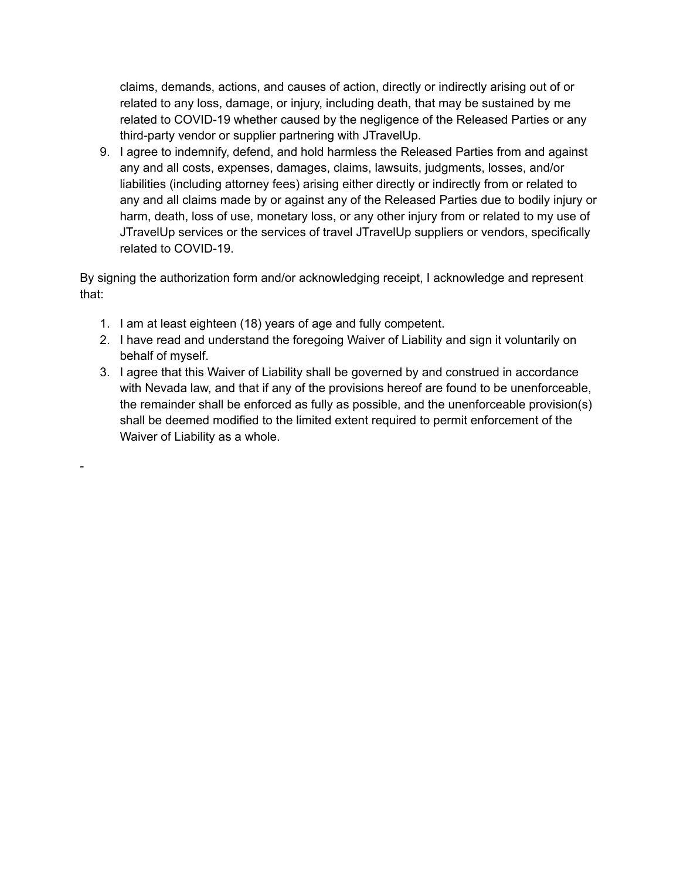claims, demands, actions, and causes of action, directly or indirectly arising out of or related to any loss, damage, or injury, including death, that may be sustained by me related to COVID-19 whether caused by the negligence of the Released Parties or any third-party vendor or supplier partnering with JTravelUp.

9. I agree to indemnify, defend, and hold harmless the Released Parties from and against any and all costs, expenses, damages, claims, lawsuits, judgments, losses, and/or liabilities (including attorney fees) arising either directly or indirectly from or related to any and all claims made by or against any of the Released Parties due to bodily injury or harm, death, loss of use, monetary loss, or any other injury from or related to my use of JTravelUp services or the services of travel JTravelUp suppliers or vendors, specifically related to COVID-19.

By signing the authorization form and/or acknowledging receipt, I acknowledge and represent that:

1. I am at least eighteen (18) years of age and fully competent.
2. I have read and understand the foregoing Waiver of Liability and sign it voluntarily on behalf of myself.
3. I agree that this Waiver of Liability shall be governed by and construed in accordance with Nevada law, and that if any of the provisions hereof are found to be unenforceable, the remainder shall be enforced as fully as possible, and the unenforceable provision(s) shall be deemed modified to the limited extent required to permit enforcement of the Waiver of Liability as a whole.

-